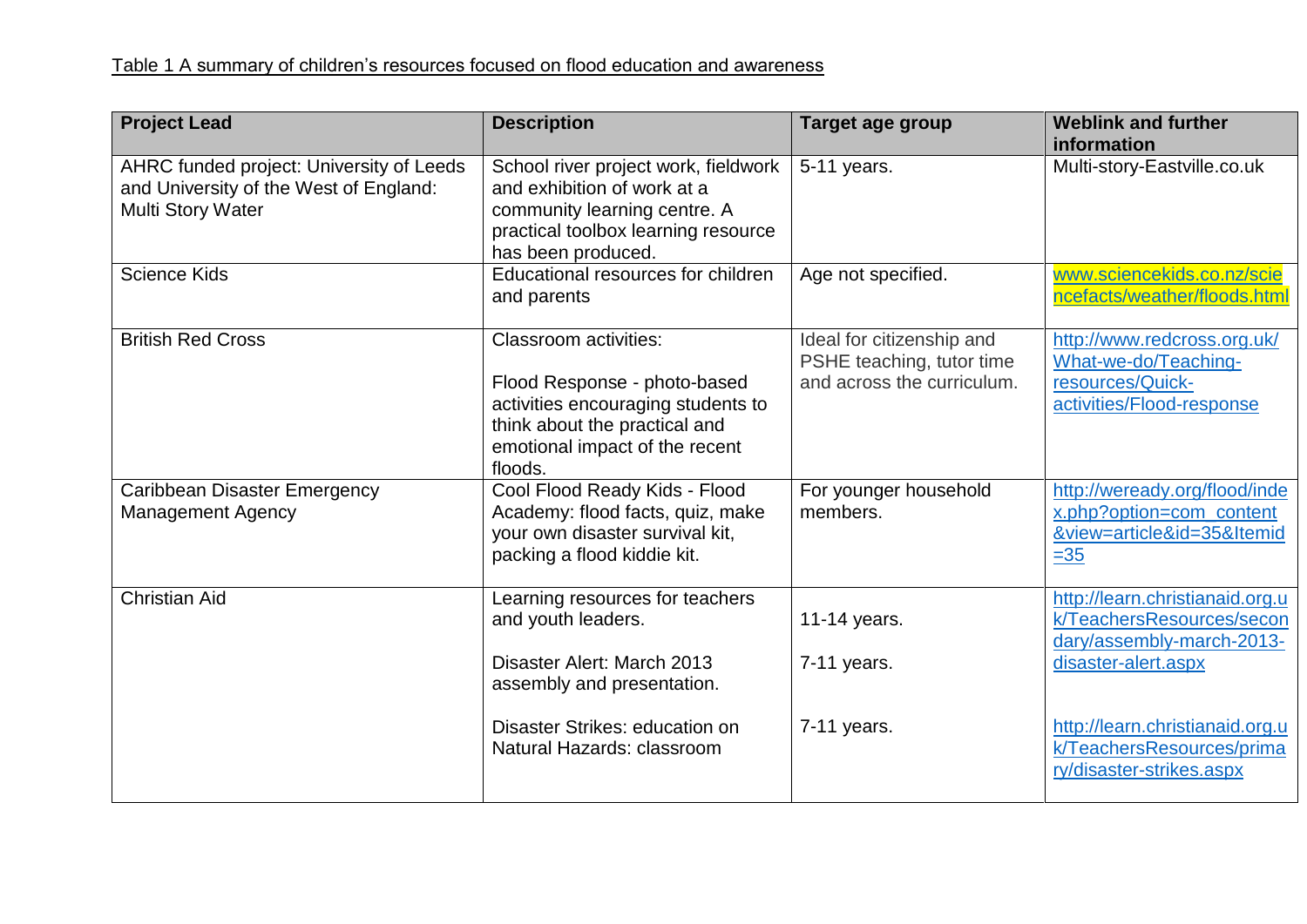Table 1 A summary of children's resources focused on flood education and awareness

| Project Lead | Description | Target age group | Weblink and further information |
| --- | --- | --- | --- |
| AHRC funded project: University of Leeds and University of the West of England: Multi Story Water | School river project work, fieldwork and exhibition of work at a community learning centre. A practical toolbox learning resource has been produced. | 5-11 years. | Multi-story-Eastville.co.uk |
| Science Kids | Educational resources for children and parents | Age not specified. | www.sciencekids.co.nz/sciencefacts/weather/floods.html |
| British Red Cross | Classroom activities:<br><br>Flood Response - photo-based activities encouraging students to think about the practical and emotional impact of the recent floods. | Ideal for citizenship and PSHE teaching, tutor time and across the curriculum. | http://www.redcross.org.uk/What-we-do/Teaching-resources/Quick-activities/Flood-response |
| Caribbean Disaster Emergency Management Agency | Cool Flood Ready Kids - Flood Academy: flood facts, quiz, make your own disaster survival kit, packing a flood kiddie kit. | For younger household members. | http://weready.org/flood/index.php?option=com_content&view=article&id=35&Itemid=35 |
| Christian Aid | Learning resources for teachers and youth leaders.<br><br>Disaster Alert: March 2013 assembly and presentation.<br><br>Disaster Strikes: education on Natural Hazards: classroom | 11-14 years.<br><br>7-11 years.<br><br>7-11 years. | http://learn.christianaid.org.uk/TeachersResources/secondary/assembly-march-2013-disaster-alert.aspx<br><br>http://learn.christianaid.org.uk/TeachersResources/primary/disaster-strikes.aspx |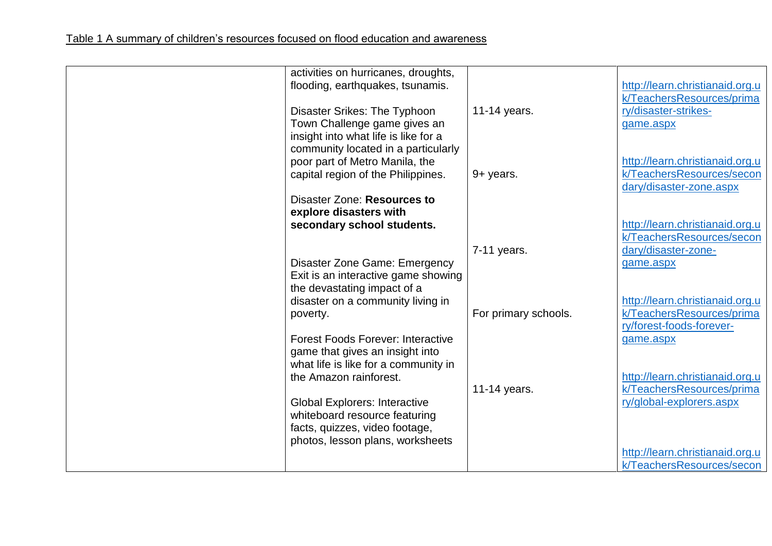Table 1 A summary of children's resources focused on flood education and awareness

| | | | |
|---|---|---|---|
| | activities on hurricanes, droughts, flooding, earthquakes, tsunamis.<br><br>Disaster Srikes: The Typhoon Town Challenge game gives an insight into what life is like for a community located in a particularly poor part of Metro Manila, the capital region of the Philippines.<br><br>Disaster Zone: **Resources to explore disasters with secondary school students.**<br><br>Disaster Zone Game: Emergency Exit is an interactive game showing the devastating impact of a disaster on a community living in poverty.<br><br>Forest Foods Forever: Interactive game that gives an insight into what life is like for a community in the Amazon rainforest.<br><br>Global Explorers: Interactive whiteboard resource featuring facts, quizzes, video footage, photos, lesson plans, worksheets | 11-14 years.<br><br>9+ years.<br><br>7-11 years.<br><br>For primary schools.<br><br>11-14 years. | http://learn.christianaid.org.uk/TeachersResources/primary/disaster-strikes-game.aspx<br><br>http://learn.christianaid.org.uk/TeachersResources/secondary/disaster-zone.aspx<br><br>http://learn.christianaid.org.uk/TeachersResources/secondary/disaster-zone-game.aspx<br><br>http://learn.christianaid.org.uk/TeachersResources/primary/forest-foods-forever-game.aspx<br><br>http://learn.christianaid.org.uk/TeachersResources/primary/global-explorers.aspx<br><br>http://learn.christianaid.org.uk/TeachersResources/secon |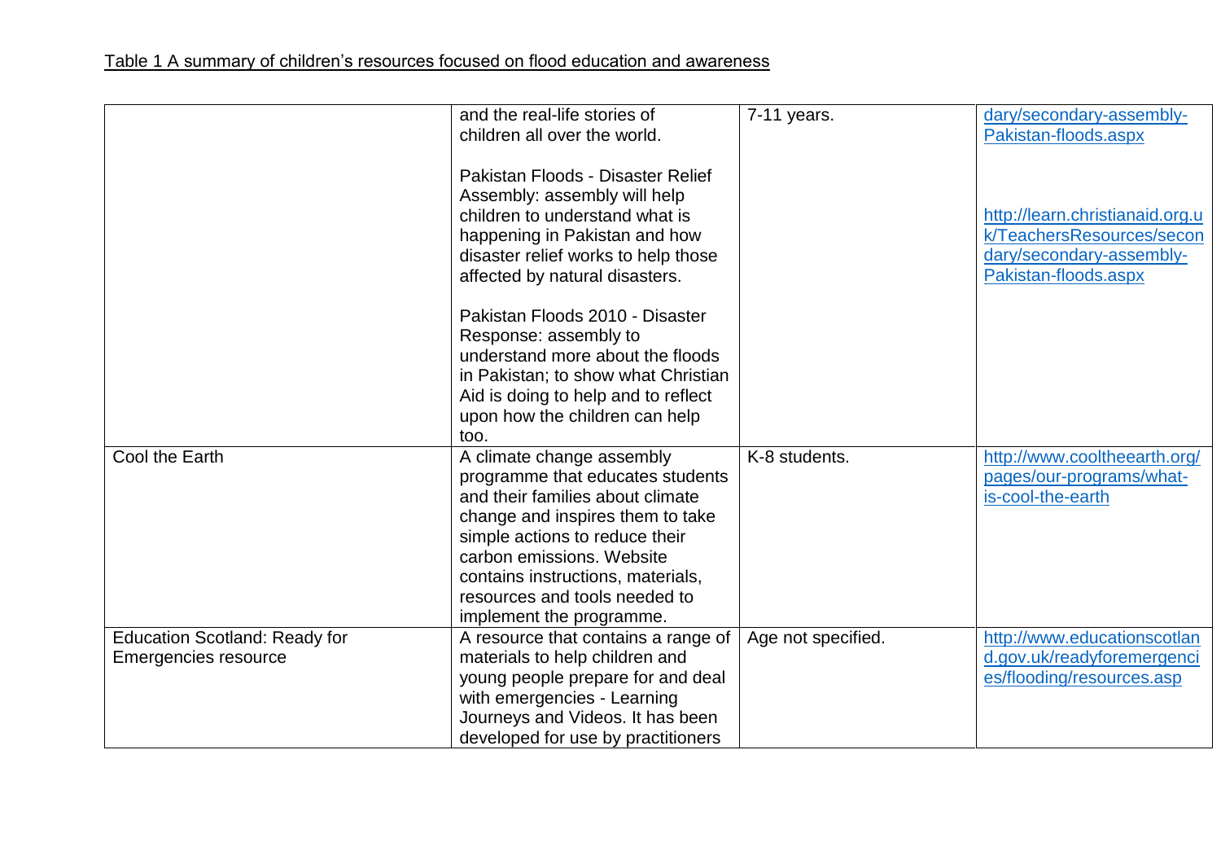Table 1 A summary of children's resources focused on flood education and awareness

| | | | |
|---|---|---|---|
| | and the real-life stories of children all over the world.<br><br>Pakistan Floods - Disaster Relief Assembly: assembly will help children to understand what is happening in Pakistan and how disaster relief works to help those affected by natural disasters.<br><br>Pakistan Floods 2010 - Disaster Response: assembly to understand more about the floods in Pakistan; to show what Christian Aid is doing to help and to reflect upon how the children can help too. | 7-11 years. | dary/secondary-assembly-Pakistan-floods.aspx<br><br>http://learn.christianaid.org.uk/TeachersResources/secondary/secondary-assembly-Pakistan-floods.aspx |
| Cool the Earth | A climate change assembly programme that educates students and their families about climate change and inspires them to take simple actions to reduce their carbon emissions. Website contains instructions, materials, resources and tools needed to implement the programme. | K-8 students. | http://www.cooltheearth.org/pages/our-programs/what-is-cool-the-earth |
| Education Scotland: Ready for Emergencies resource | A resource that contains a range of materials to help children and young people prepare for and deal with emergencies - Learning Journeys and Videos. It has been developed for use by practitioners | Age not specified. | http://www.educationscotland.gov.uk/readyforemergencies/flooding/resources.asp |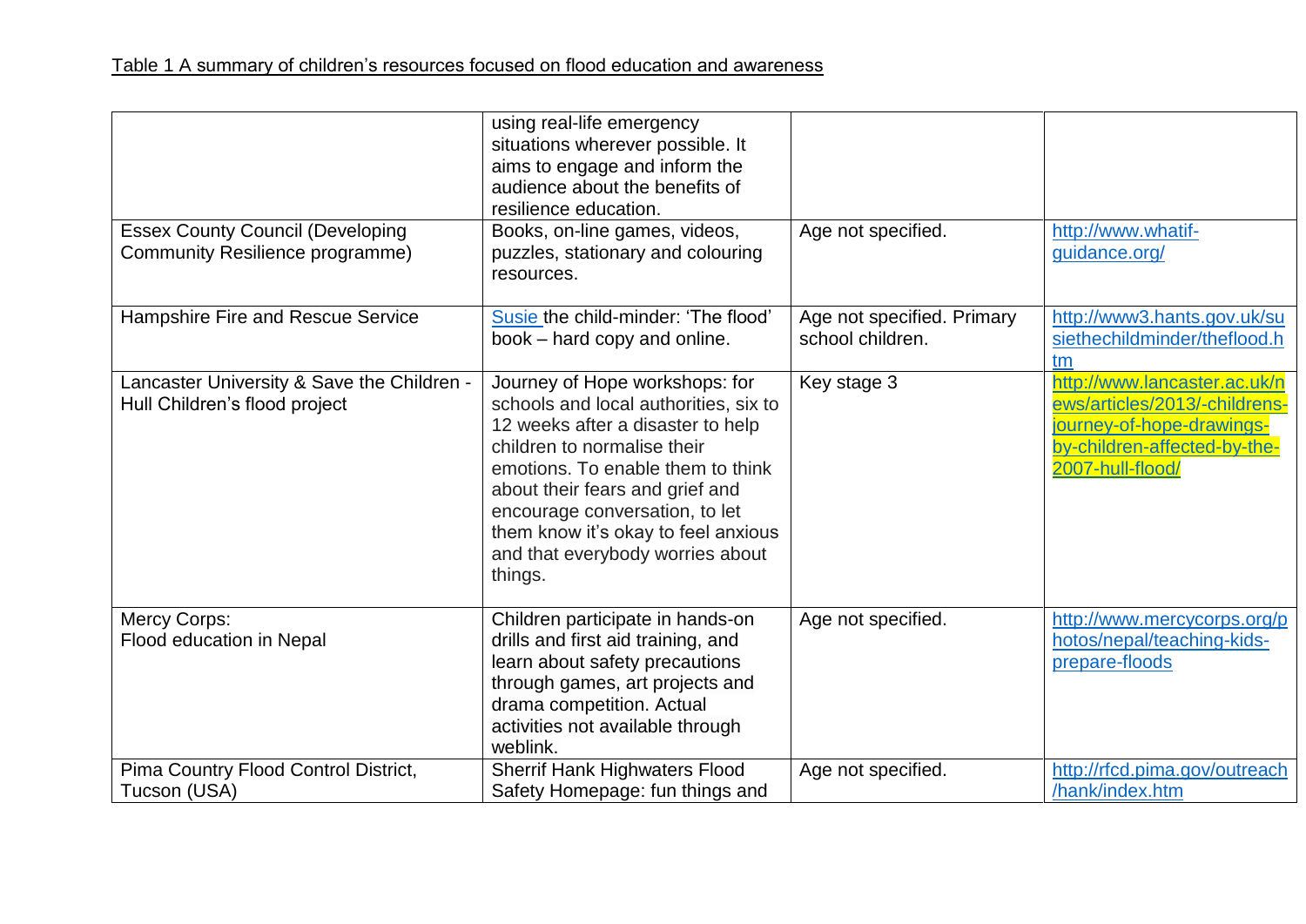Table 1 A summary of children's resources focused on flood education and awareness

| | | | |
|---|---|---|---|
| | using real-life emergency situations wherever possible. It aims to engage and inform the audience about the benefits of resilience education. | | |
| Essex County Council (Developing Community Resilience programme) | Books, on-line games, videos, puzzles, stationary and colouring resources. | Age not specified. | http://www.whatif-guidance.org/ |
| Hampshire Fire and Rescue Service | Susie the child-minder: 'The flood' book – hard copy and online. | Age not specified. Primary school children. | http://www3.hants.gov.uk/susiethechildminder/theflood.htm |
| Lancaster University & Save the Children - Hull Children's flood project | Journey of Hope workshops: for schools and local authorities, six to 12 weeks after a disaster to help children to normalise their emotions. To enable them to think about their fears and grief and encourage conversation, to let them know it's okay to feel anxious and that everybody worries about things. | Key stage 3 | http://www.lancaster.ac.uk/news/articles/2013/-childrens-journey-of-hope-drawings-by-children-affected-by-the-2007-hull-flood/ |
| Mercy Corps: Flood education in Nepal | Children participate in hands-on drills and first aid training, and learn about safety precautions through games, art projects and drama competition. Actual activities not available through weblink. | Age not specified. | http://www.mercycorps.org/photos/nepal/teaching-kids-prepare-floods |
| Pima Country Flood Control District, Tucson (USA) | Sherrif Hank Highwaters Flood Safety Homepage: fun things and | Age not specified. | http://rfcd.pima.gov/outreach/hank/index.htm |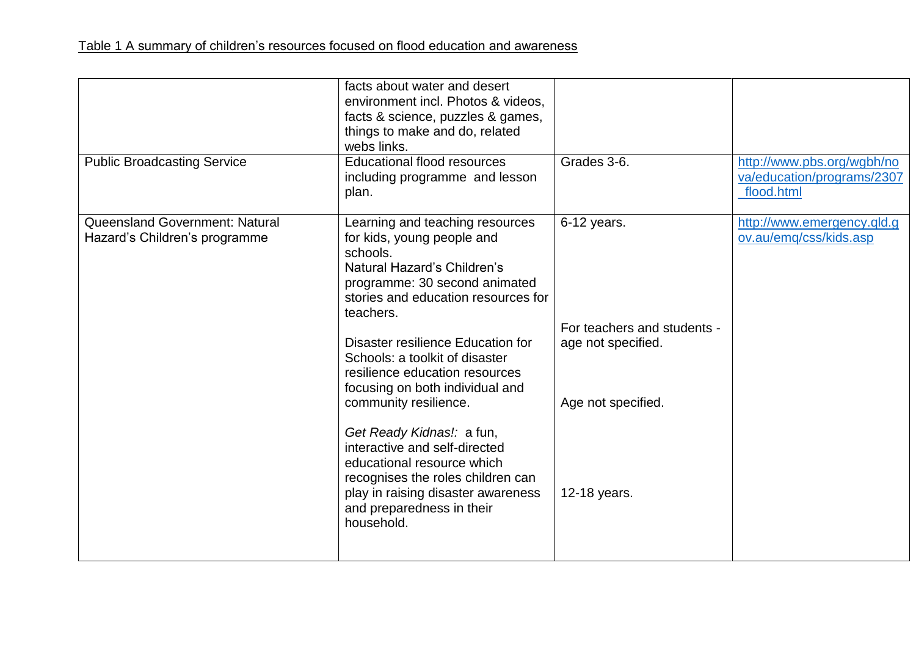Table 1 A summary of children's resources focused on flood education and awareness

| | | | |
|---|---|---|---|
| | facts about water and desert environment incl. Photos & videos, facts & science, puzzles & games, things to make and do, related webs links. | | |
| Public Broadcasting Service | Educational flood resources including programme and lesson plan. | Grades 3-6. | http://www.pbs.org/wgbh/nova/education/programs/2307_flood.html |
| Queensland Government: Natural Hazard's Children's programme | Learning and teaching resources for kids, young people and schools.<br>Natural Hazard's Children's programme: 30 second animated stories and education resources for teachers.<br><br>Disaster resilience Education for Schools: a toolkit of disaster resilience education resources focusing on both individual and community resilience.<br><br>*Get Ready Kidnas!:* a fun, interactive and self-directed educational resource which recognises the roles children can play in raising disaster awareness and preparedness in their household. | 6-12 years.<br><br>For teachers and students - age not specified.<br><br>Age not specified.<br><br>12-18 years. | http://www.emergency.qld.gov.au/emq/css/kids.asp |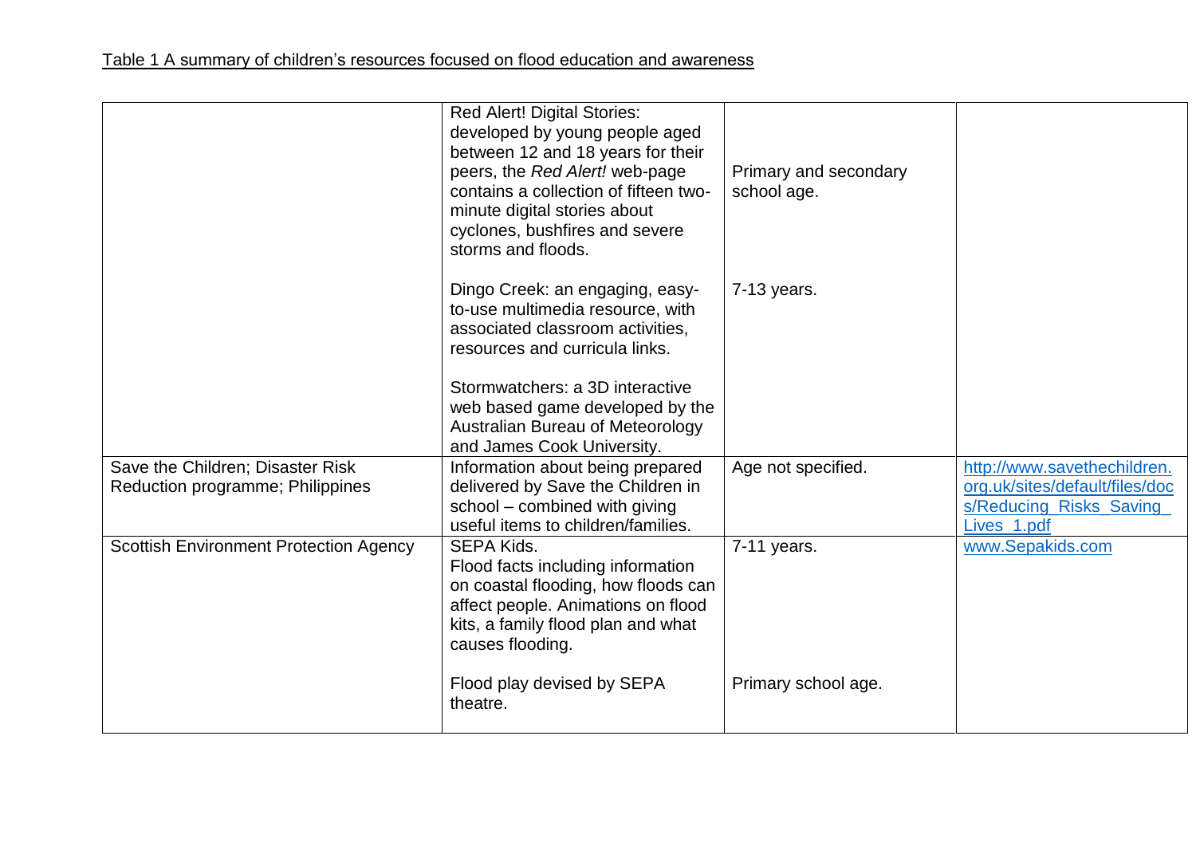Table 1 A summary of children's resources focused on flood education and awareness

| | | | |
|---|---|---|---|
| | Red Alert! Digital Stories: developed by young people aged between 12 and 18 years for their peers, the *Red Alert!* web-page contains a collection of fifteen two-minute digital stories about cyclones, bushfires and severe storms and floods.<br><br>Dingo Creek: an engaging, easy-to-use multimedia resource, with associated classroom activities, resources and curricula links.<br><br>Stormwatchers: a 3D interactive web based game developed by the Australian Bureau of Meteorology and James Cook University. | Primary and secondary school age.<br><br>7-13 years. | |
| Save the Children; Disaster Risk Reduction programme; Philippines | Information about being prepared delivered by Save the Children in school – combined with giving useful items to children/families. | Age not specified. | http://www.savethechildren.org.uk/sites/default/files/docs/Reducing_Risks_Saving_Lives_1.pdf |
| Scottish Environment Protection Agency | SEPA Kids.<br>Flood facts including information on coastal flooding, how floods can affect people. Animations on flood kits, a family flood plan and what causes flooding.<br><br>Flood play devised by SEPA theatre. | 7-11 years.<br><br>Primary school age. | www.Sepakids.com |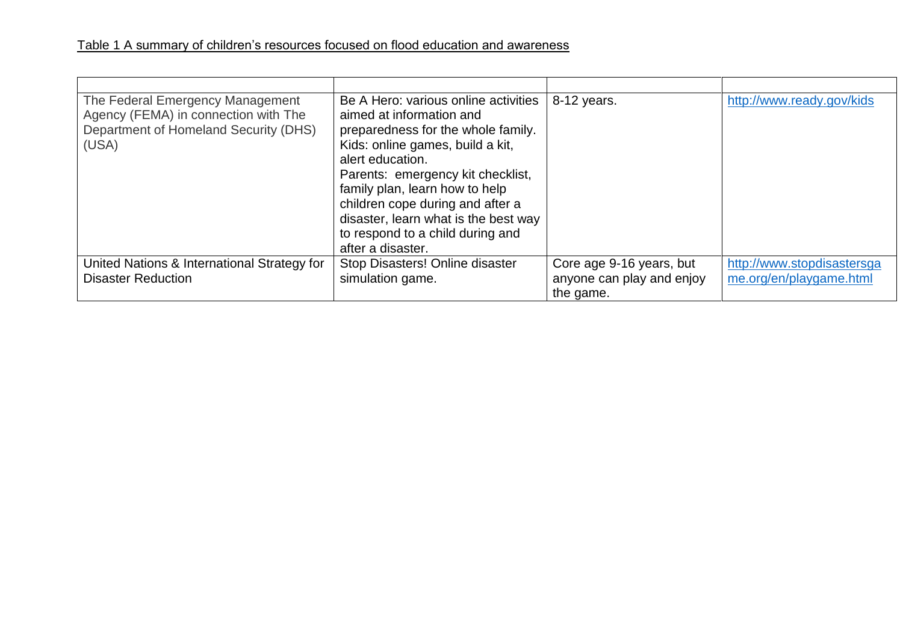Table 1 A summary of children's resources focused on flood education and awareness

| | | | |
|---|---|---|---|
| The Federal Emergency Management Agency (FEMA) in connection with The Department of Homeland Security (DHS) (USA) | Be A Hero: various online activities aimed at information and preparedness for the whole family.<br>Kids: online games, build a kit, alert education.<br>Parents: emergency kit checklist, family plan, learn how to help children cope during and after a disaster, learn what is the best way to respond to a child during and after a disaster. | 8-12 years. | http://www.ready.gov/kids |
| United Nations & International Strategy for Disaster Reduction | Stop Disasters! Online disaster simulation game. | Core age 9-16 years, but anyone can play and enjoy the game. | http://www.stopdisastersgame.org/en/playgame.html |